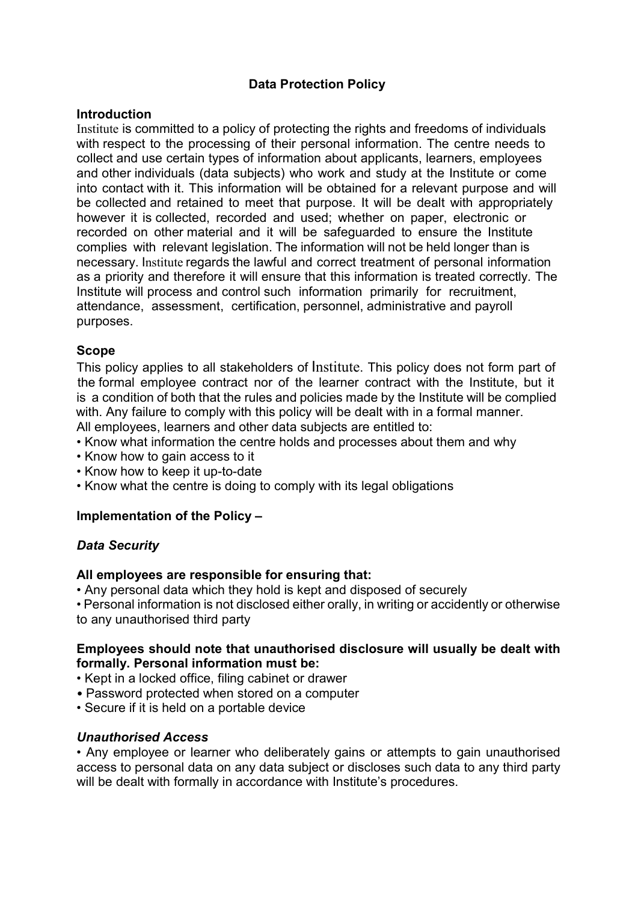# Data Protection Policy

## Introduction

Institute is committed to a policy of protecting the rights and freedoms of individuals with respect to the processing of their personal information. The centre needs to collect and use certain types of information about applicants, learners, employees and other individuals (data subjects) who work and study at the Institute or come into contact with it. This information will be obtained for a relevant purpose and will be collected and retained to meet that purpose. It will be dealt with appropriately however it is collected, recorded and used; whether on paper, electronic or recorded on other material and it will be safeguarded to ensure the Institute complies with relevant legislation. The information will not be held longer than is necessary. Institute regards the lawful and correct treatment of personal information as a priority and therefore it will ensure that this information is treated correctly. The Institute will process and control such information primarily for recruitment, attendance, assessment, certification, personnel, administrative and payroll purposes.

## Scope

This policy applies to all stakeholders of Institute. This policy does not form part of the formal employee contract nor of the learner contract with the Institute, but it is a condition of both that the rules and policies made by the Institute will be complied with. Any failure to comply with this policy will be dealt with in a formal manner.
All employees, learners and other data subjects are entitled to:

- Know what information the centre holds and processes about them and why
- Know how to gain access to it
- Know how to keep it up-to-date
- Know what the centre is doing to comply with its legal obligations

## Implementation of the Policy –

### *Data Security*

**All employees are responsible for ensuring that:**

- Any personal data which they hold is kept and disposed of securely
- Personal information is not disclosed either orally, in writing or accidently or otherwise to any unauthorised third party

**Employees should note that unauthorised disclosure will usually be dealt with formally. Personal information must be:**

- Kept in a locked office, filing cabinet or drawer
- Password protected when stored on a computer
- Secure if it is held on a portable device

### *Unauthorised Access*

- Any employee or learner who deliberately gains or attempts to gain unauthorised access to personal data on any data subject or discloses such data to any third party will be dealt with formally in accordance with Institute's procedures.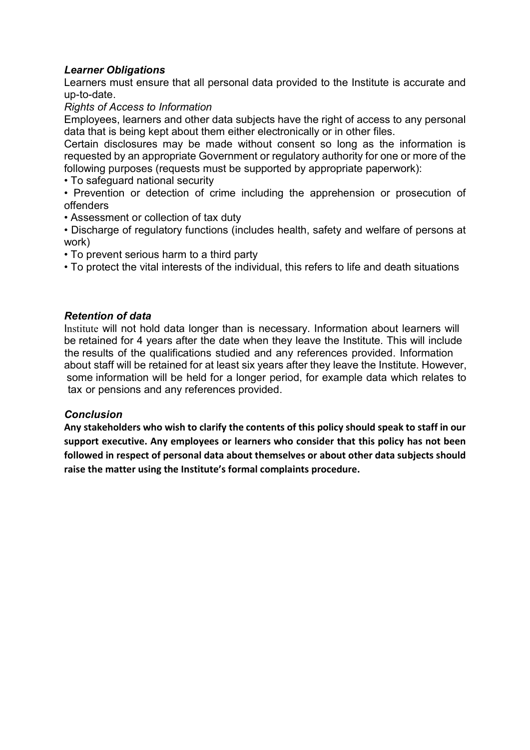### *Learner Obligations*

Learners must ensure that all personal data provided to the Institute is accurate and up-to-date.

*Rights of Access to Information*

Employees, learners and other data subjects have the right of access to any personal data that is being kept about them either electronically or in other files.

Certain disclosures may be made without consent so long as the information is requested by an appropriate Government or regulatory authority for one or more of the following purposes (requests must be supported by appropriate paperwork):

- To safeguard national security
- Prevention or detection of crime including the apprehension or prosecution of offenders
- Assessment or collection of tax duty
- Discharge of regulatory functions (includes health, safety and welfare of persons at work)
- To prevent serious harm to a third party
- To protect the vital interests of the individual, this refers to life and death situations

### *Retention of data*

Institute will not hold data longer than is necessary. Information about learners will be retained for 4 years after the date when they leave the Institute. This will include the results of the qualifications studied and any references provided. Information about staff will be retained for at least six years after they leave the Institute. However, some information will be held for a longer period, for example data which relates to tax or pensions and any references provided.

### *Conclusion*

**Any stakeholders who wish to clarify the contents of this policy should speak to staff in our support executive. Any employees or learners who consider that this policy has not been followed in respect of personal data about themselves or about other data subjects should raise the matter using the Institute's formal complaints procedure.**